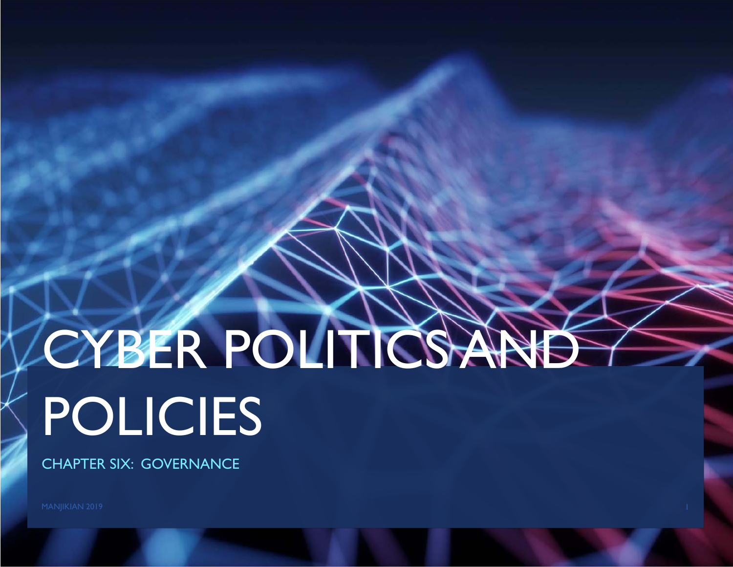# CYBER POLITICS AND POLICIES

CHAPTER SIX: GOVERNANCE

MANJIKIAN 2019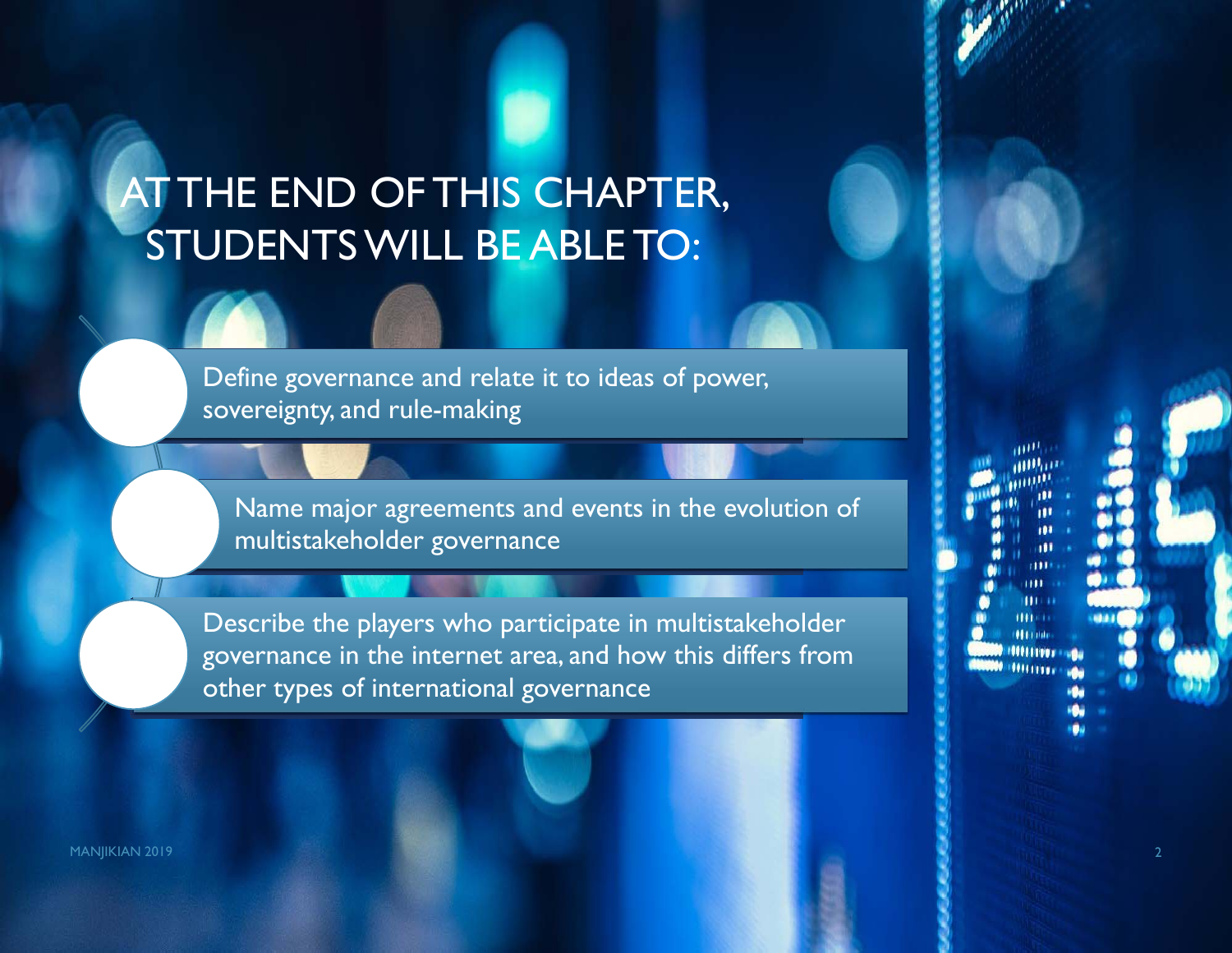# AT THE END OF THIS CHAPTER, STUDENTS WILL BE ABLE TO:

- Define governance and relate it to ideas of power, sovereignty, and rule-making
- Name major agreements and events in the evolution of multistakeholder governance
- Describe the players who participate in multistakeholder governance in the internet area, and how this differs from other types of international governance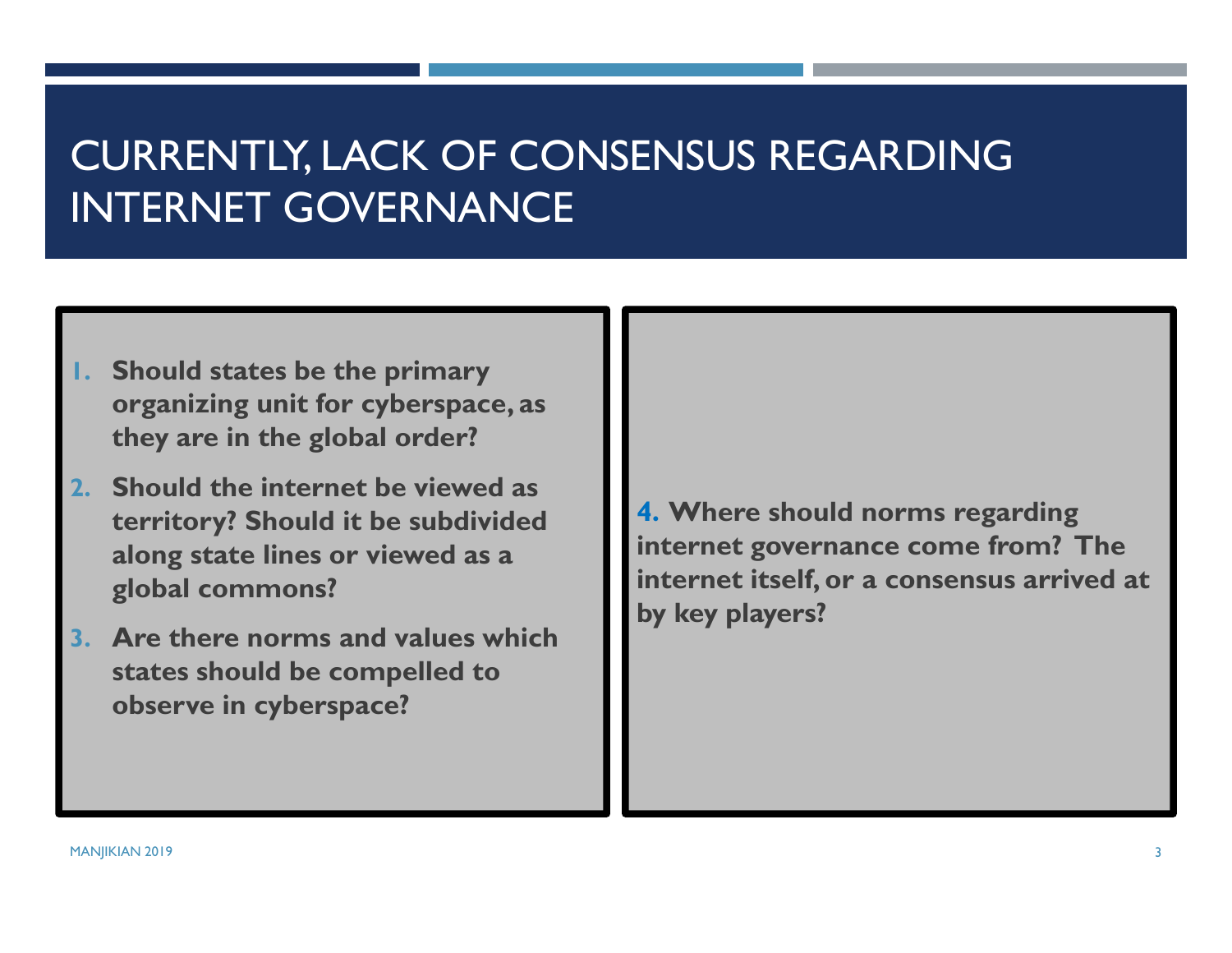# CURRENTLY, LACK OF CONSENSUS REGARDING INTERNET GOVERNANCE

1. **Should states be the primary organizing unit for cyberspace, as they are in the global order?**
2. **Should the internet be viewed as territory? Should it be subdivided along state lines or viewed as a global commons?**
3. **Are there norms and values which states should be compelled to observe in cyberspace?**
4. **Where should norms regarding internet governance come from? The internet itself, or a consensus arrived at by key players?**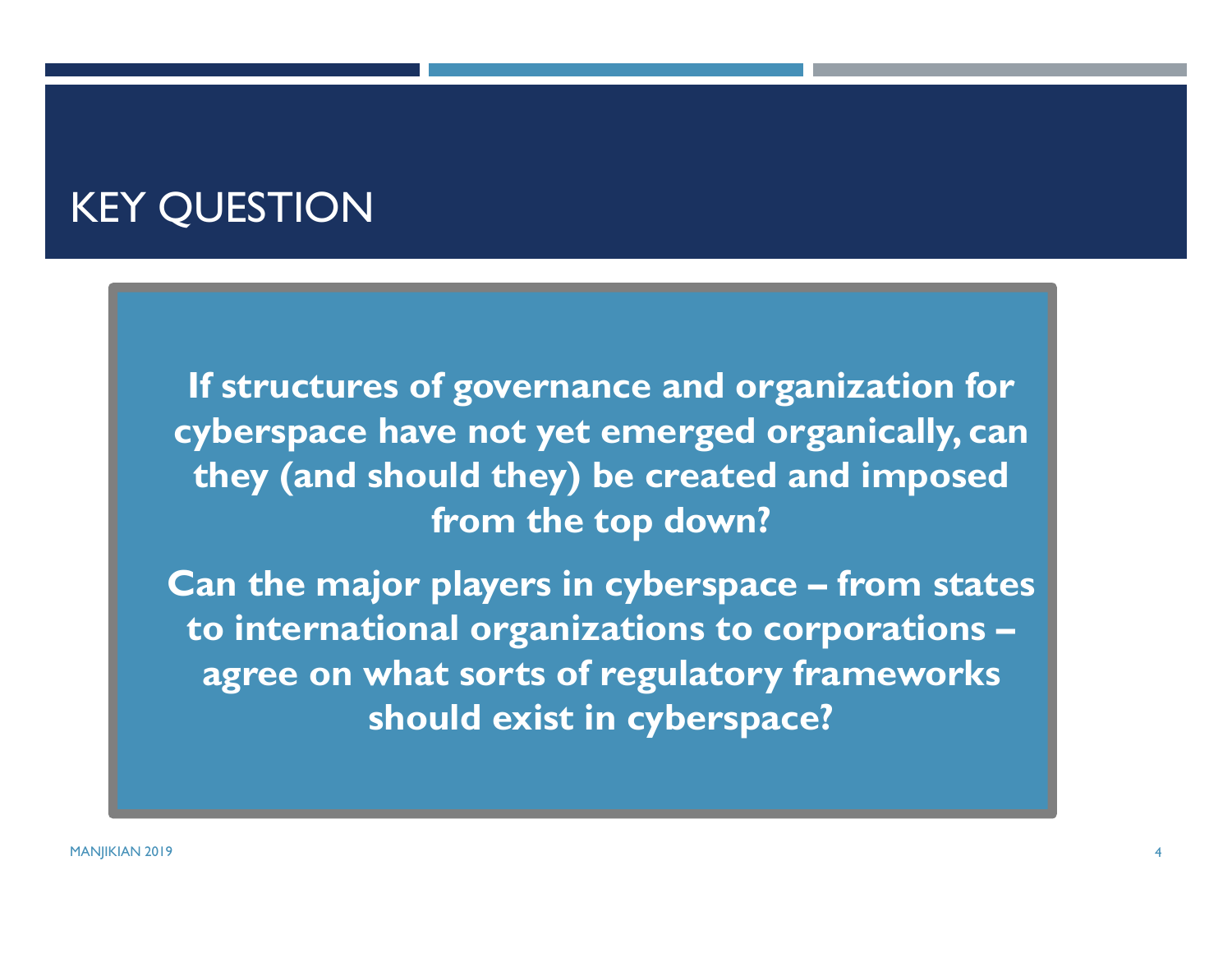# KEY QUESTION

**If structures of governance and organization for cyberspace have not yet emerged organically, can they (and should they) be created and imposed from the top down?**

**Can the major players in cyberspace – from states to international organizations to corporations – agree on what sorts of regulatory frameworks should exist in cyberspace?**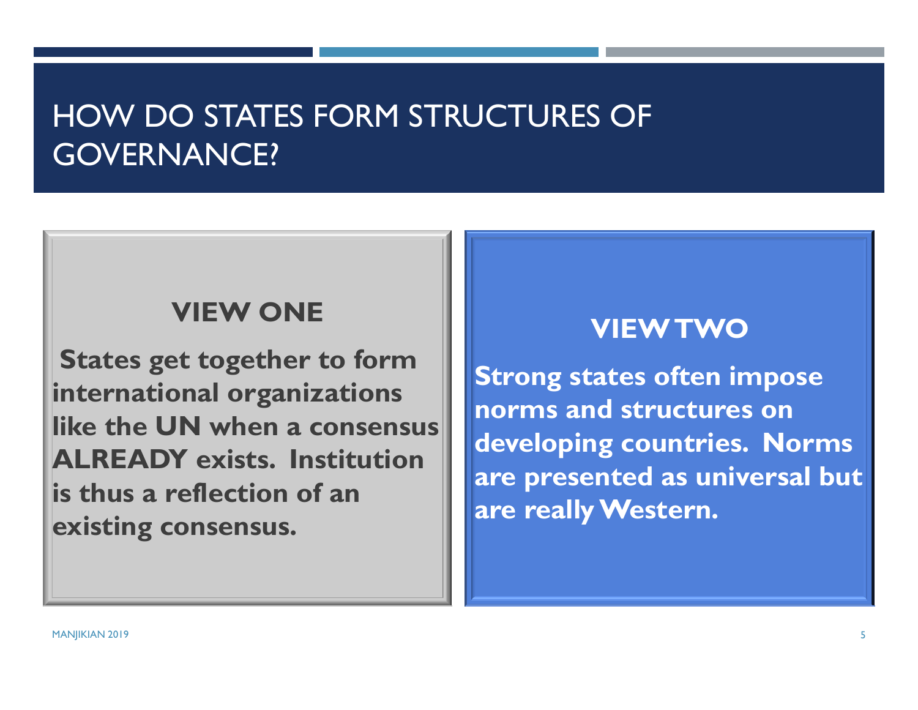# HOW DO STATES FORM STRUCTURES OF GOVERNANCE?

## VIEW ONE

States get together to form international organizations like the **UN** when a consensus **ALREADY** exists. Institution is thus a reflection of an existing consensus.

## VIEW TWO

Strong states often impose norms and structures on developing countries. Norms are presented as universal but are really Western.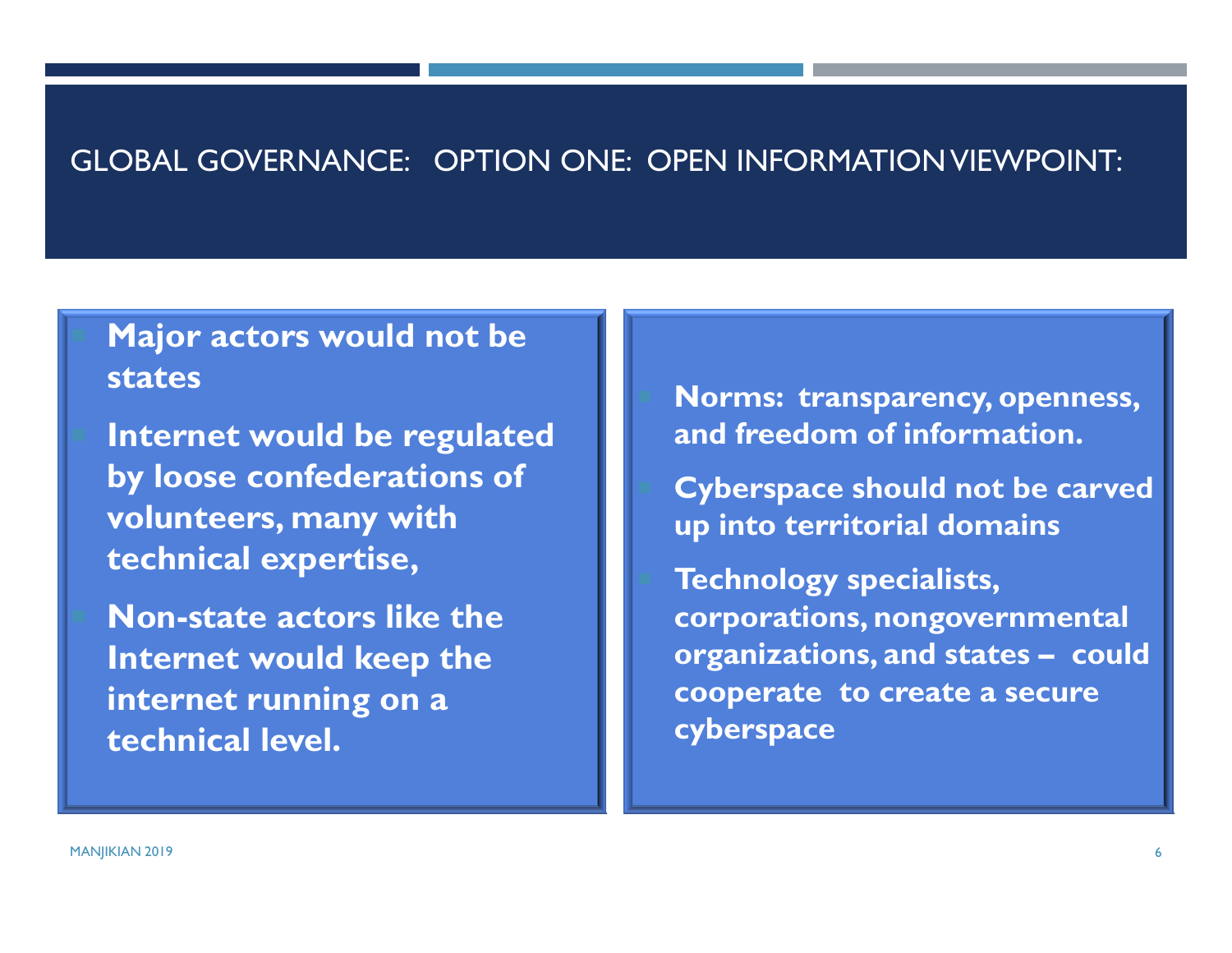# GLOBAL GOVERNANCE: OPTION ONE: OPEN INFORMATION VIEWPOINT:

- **Major actors would not be states**
- **Internet would be regulated by loose confederations of volunteers, many with technical expertise,**
- **Non-state actors like the Internet would keep the internet running on a technical level.**

- **Norms: transparency, openness, and freedom of information.**
- **Cyberspace should not be carved up into territorial domains**
- **Technology specialists, corporations, nongovernmental organizations, and states – could cooperate to create a secure cyberspace**

MANJIKIAN 2019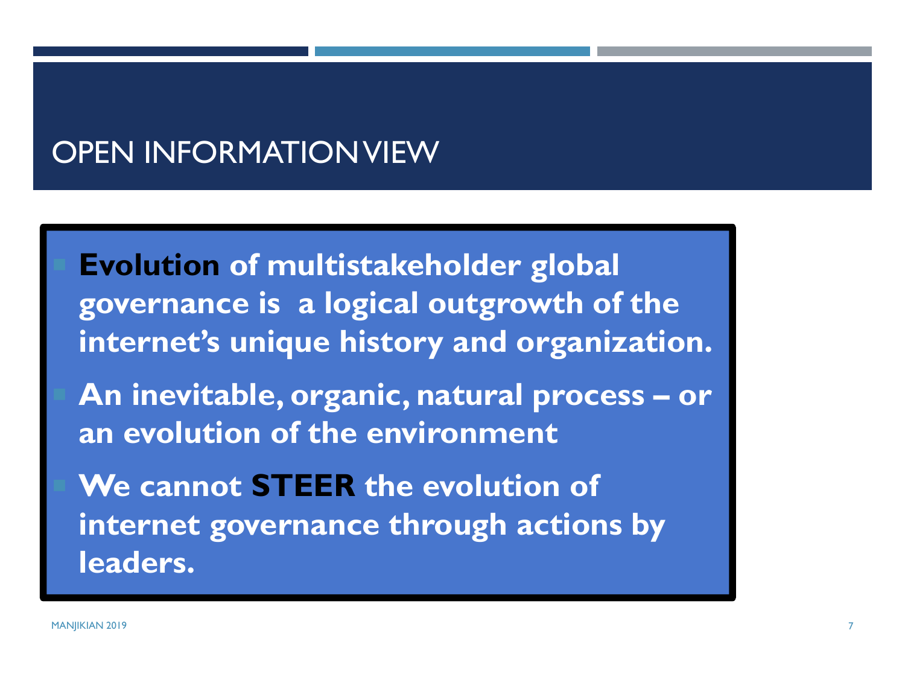# OPEN INFORMATION VIEW

- **Evolution** of multistakeholder global governance is a logical outgrowth of the internet's unique history and organization.
- An inevitable, organic, natural process – or an evolution of the environment
- We cannot **STEER** the evolution of internet governance through actions by leaders.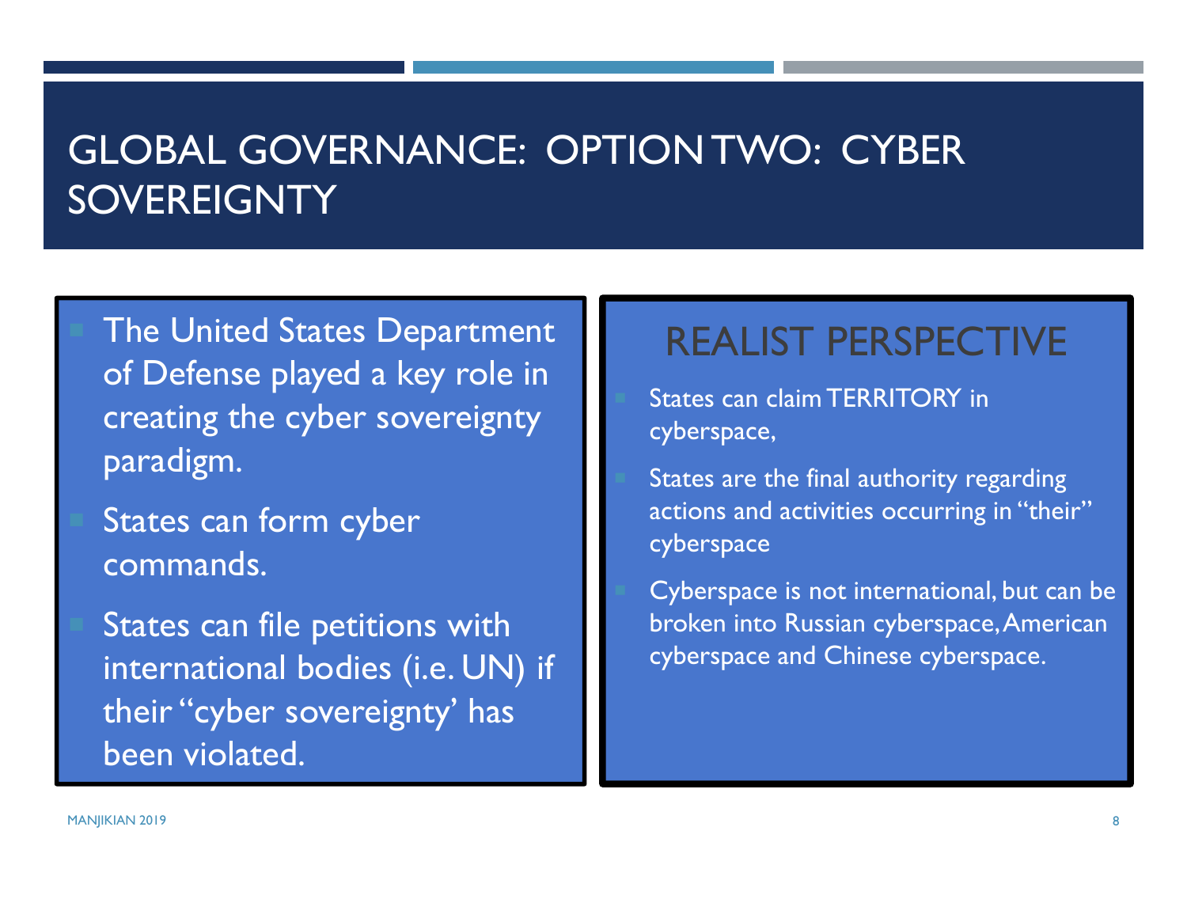# GLOBAL GOVERNANCE: OPTION TWO: CYBER SOVEREIGNTY

- The United States Department of Defense played a key role in creating the cyber sovereignty paradigm.
- States can form cyber commands.
- States can file petitions with international bodies (i.e. UN) if their "cyber sovereignty' has been violated.

## REALIST PERSPECTIVE

- States can claim TERRITORY in cyberspace,
- States are the final authority regarding actions and activities occurring in "their" cyberspace
- Cyberspace is not international, but can be broken into Russian cyberspace, American cyberspace and Chinese cyberspace.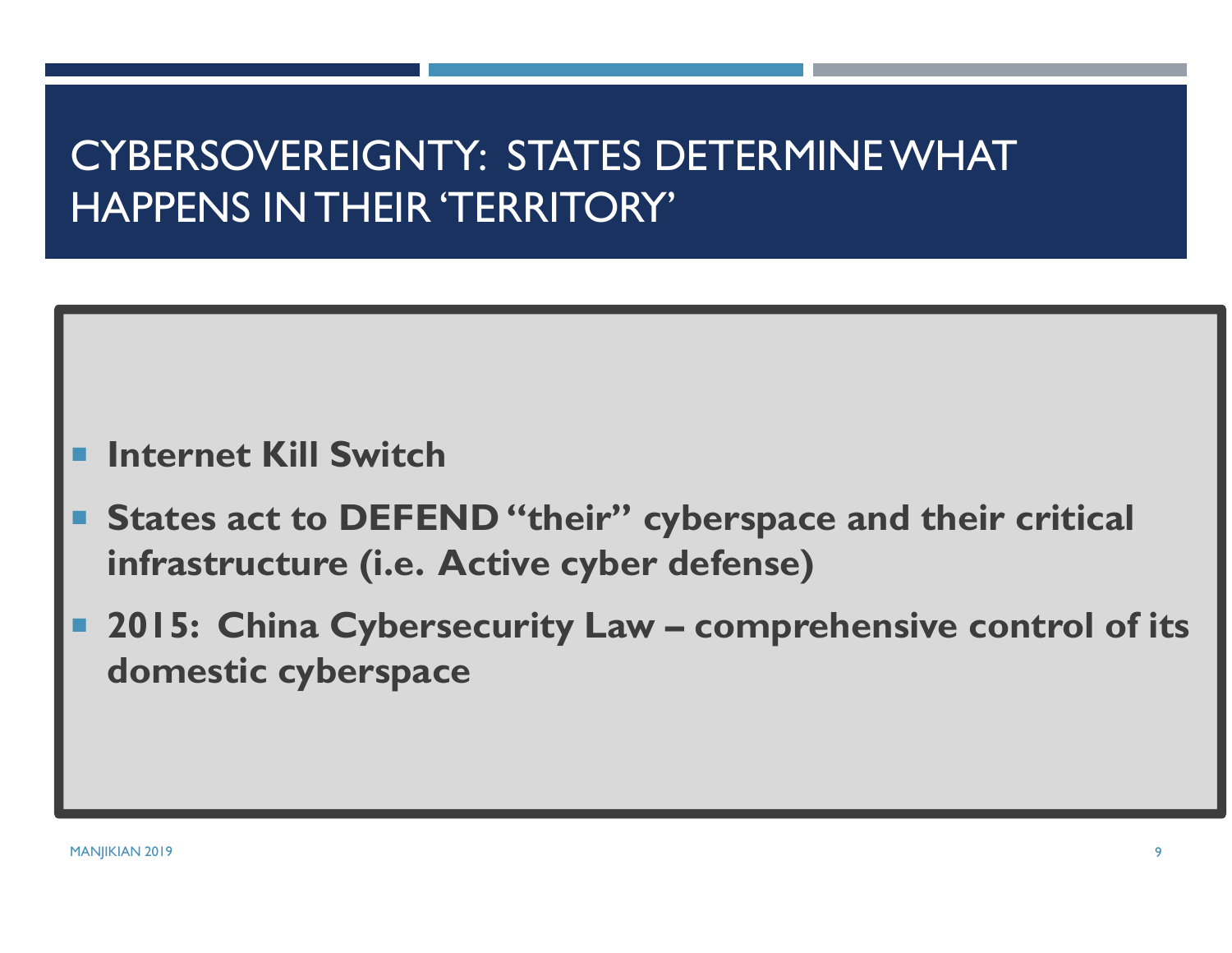# CYBERSOVEREIGNTY: STATES DETERMINE WHAT HAPPENS IN THEIR 'TERRITORY'

- **Internet Kill Switch**
- **States act to DEFEND "their" cyberspace and their critical infrastructure (i.e. Active cyber defense)**
- **2015: China Cybersecurity Law – comprehensive control of its domestic cyberspace**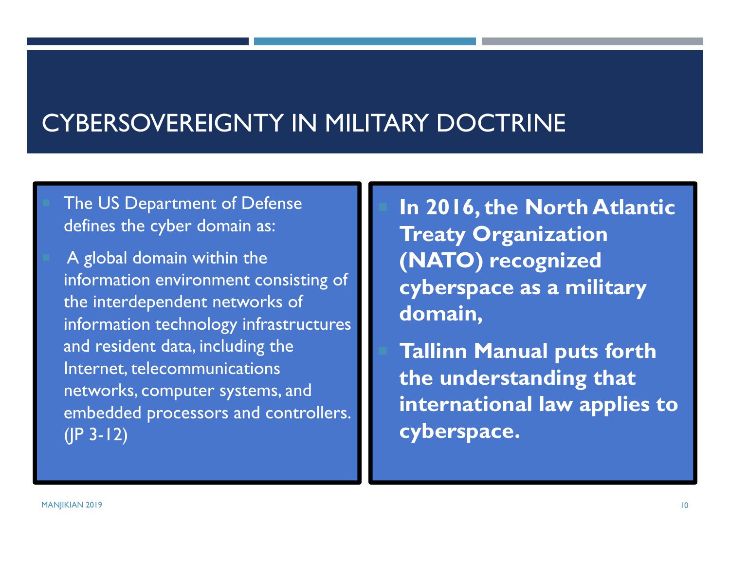# CYBERSOVEREIGNTY IN MILITARY DOCTRINE

- The US Department of Defense defines the cyber domain as:
- A global domain within the information environment consisting of the interdependent networks of information technology infrastructures and resident data, including the Internet, telecommunications networks, computer systems, and embedded processors and controllers. (JP 3-12)

- **In 2016, the North Atlantic Treaty Organization (NATO) recognized cyberspace as a military domain,**
- **Tallinn Manual puts forth the understanding that international law applies to cyberspace.**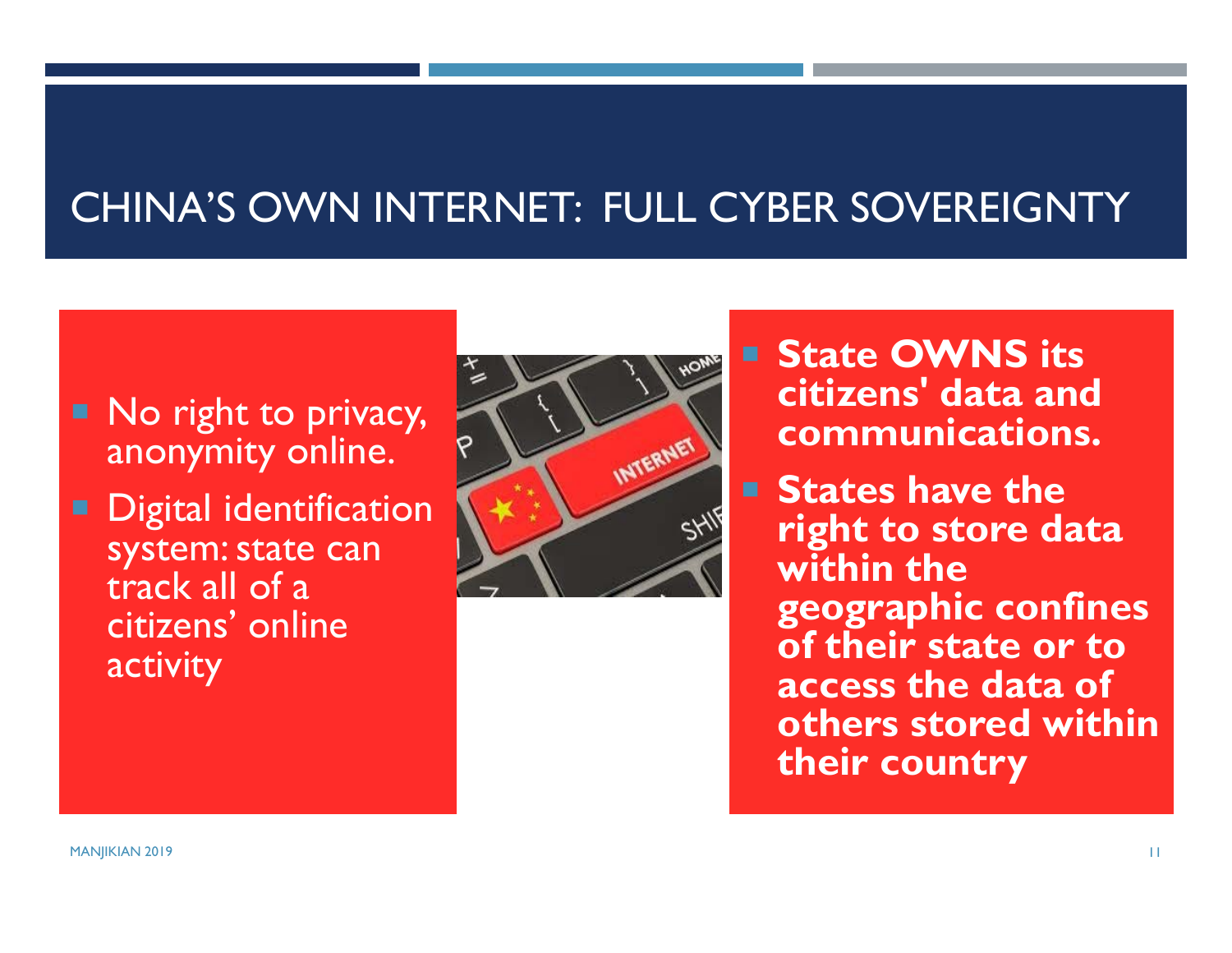# CHINA'S OWN INTERNET: FULL CYBER SOVEREIGNTY

- No right to privacy, anonymity online.
- Digital identification system: state can track all of a citizens' online activity

- **State OWNS its citizens' data and communications.**
- **States have the right to store data within the geographic confines of their state or to access the data of others stored within their country**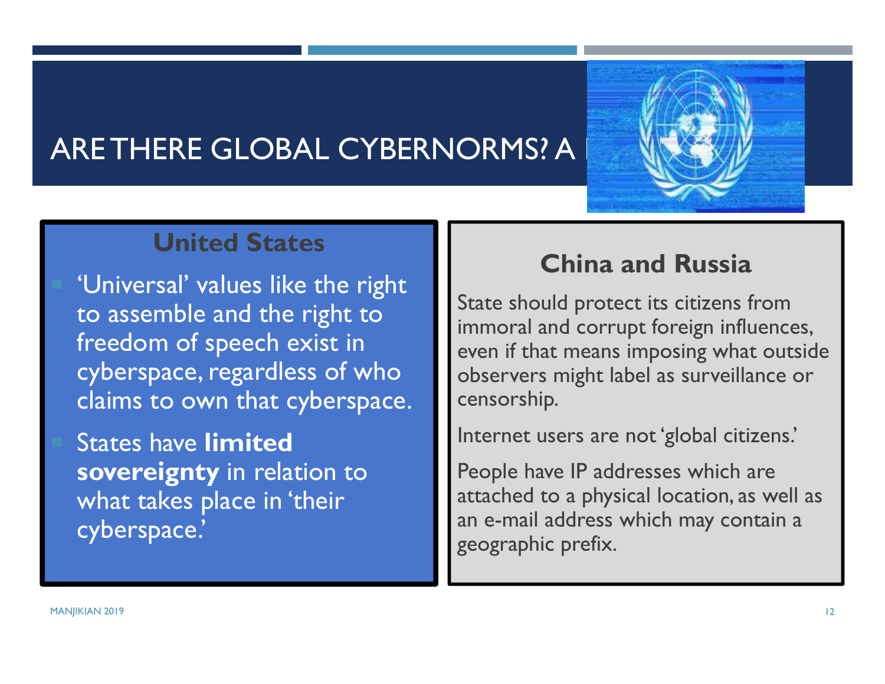# ARE THERE GLOBAL CYBERNORMS? A

## United States

- 'Universal' values like the right to assemble and the right to freedom of speech exist in cyberspace, regardless of who claims to own that cyberspace.
- States have **limited sovereignty** in relation to what takes place in 'their cyberspace.'

## China and Russia

State should protect its citizens from immoral and corrupt foreign influences, even if that means imposing what outside observers might label as surveillance or censorship.

Internet users are not 'global citizens.'

People have IP addresses which are attached to a physical location, as well as an e-mail address which may contain a geographic prefix.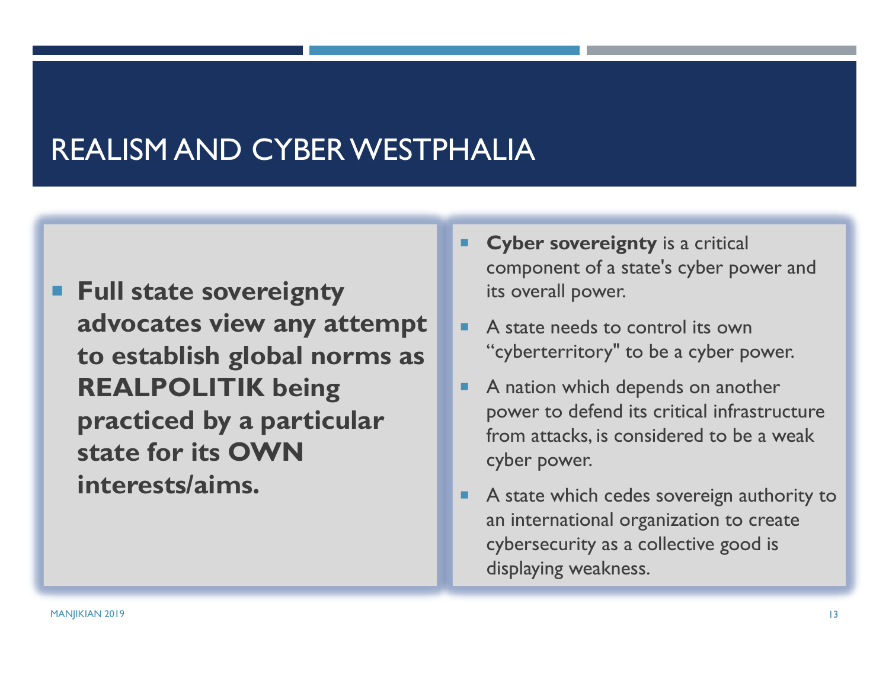# REALISM AND CYBER WESTPHALIA

- **Full state sovereignty advocates view any attempt to establish global norms as REALPOLITIK being practiced by a particular state for its OWN interests/aims.**

- **Cyber sovereignty** is a critical component of a state's cyber power and its overall power.
- A state needs to control its own "cyberterritory" to be a cyber power.
- A nation which depends on another power to defend its critical infrastructure from attacks, is considered to be a weak cyber power.
- A state which cedes sovereign authority to an international organization to create cybersecurity as a collective good is displaying weakness.

MANJIKIAN 2019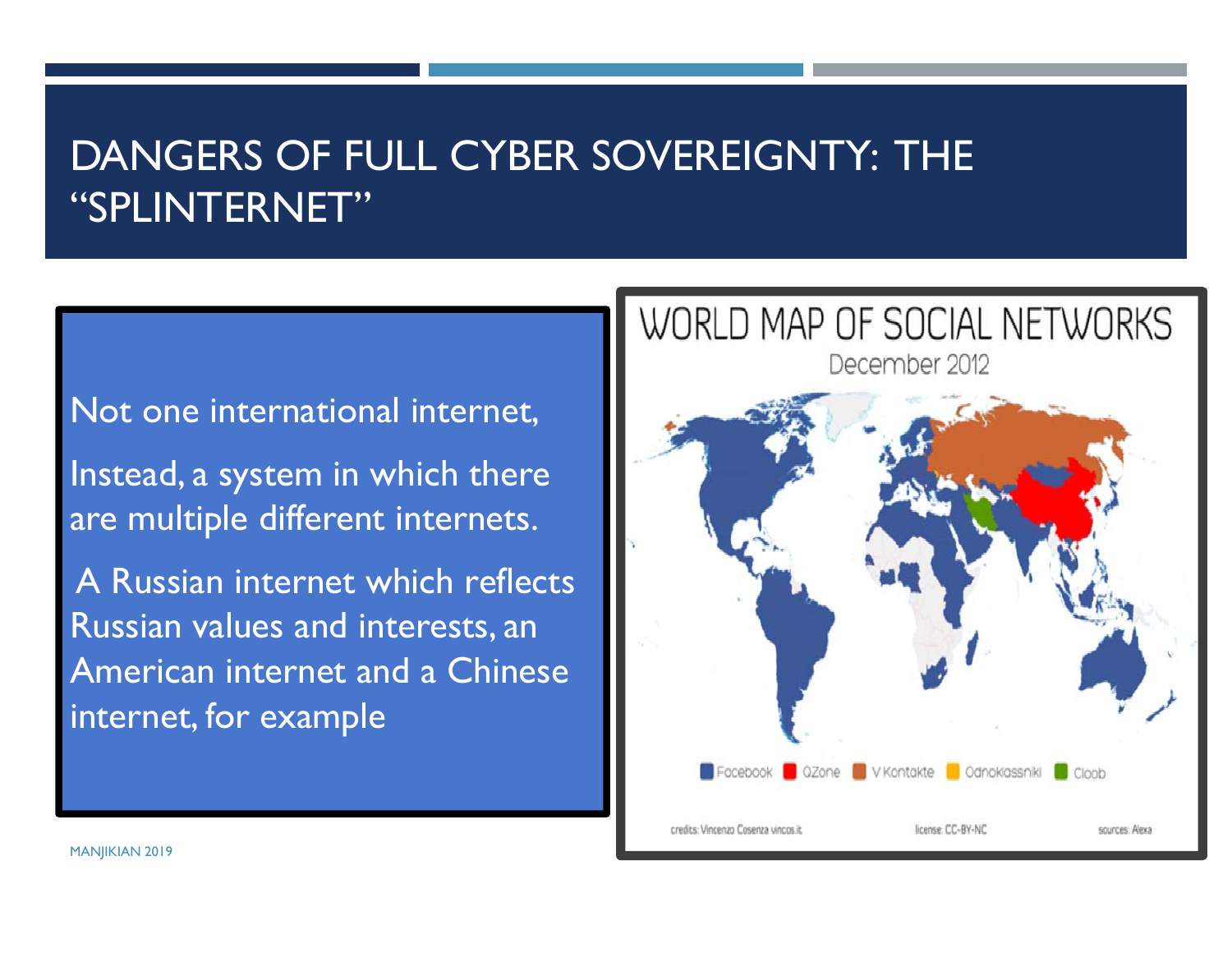# DANGERS OF FULL CYBER SOVEREIGNTY: THE "SPLINTERNET"

Not one international internet,

Instead, a system in which there are multiple different internets.

A Russian internet which reflects Russian values and interests, an American internet and a Chinese internet, for example

WORLD MAP OF SOCIAL NETWORKS

December 2012

Facebook | QZone | V Kontakte | Odnoklassniki | Cloob

credits: Vincenzo Cosenza vincos.it | license: CC-BY-NC | sources: Alexa

MANJIKIAN 2019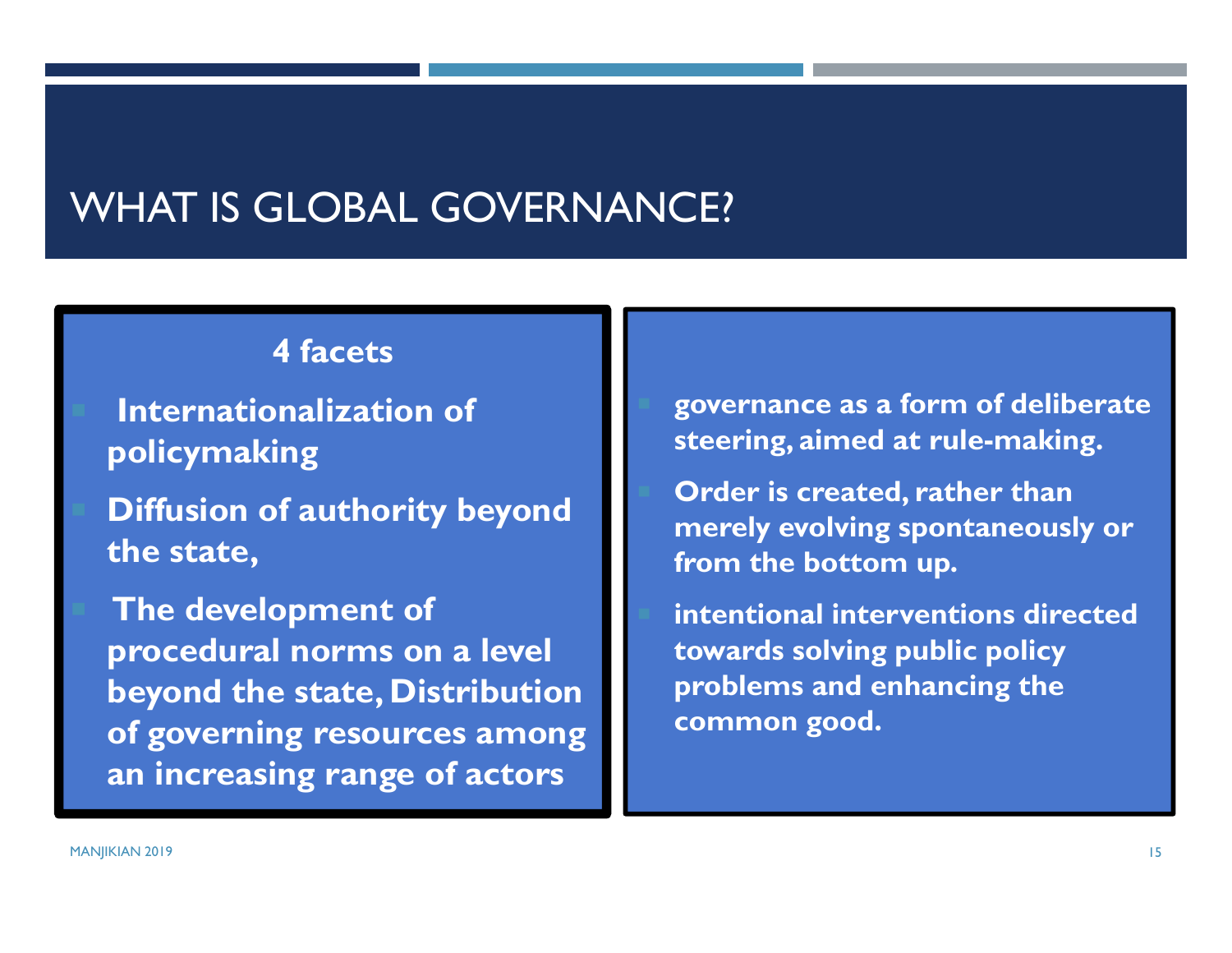# WHAT IS GLOBAL GOVERNANCE?

**4 facets**

- **Internationalization of policymaking**
- **Diffusion of authority beyond the state,**
- **The development of procedural norms on a level beyond the state, Distribution of governing resources among an increasing range of actors**

- **governance as a form of deliberate steering, aimed at rule-making.**
- **Order is created, rather than merely evolving spontaneously or from the bottom up.**
- **intentional interventions directed towards solving public policy problems and enhancing the common good.**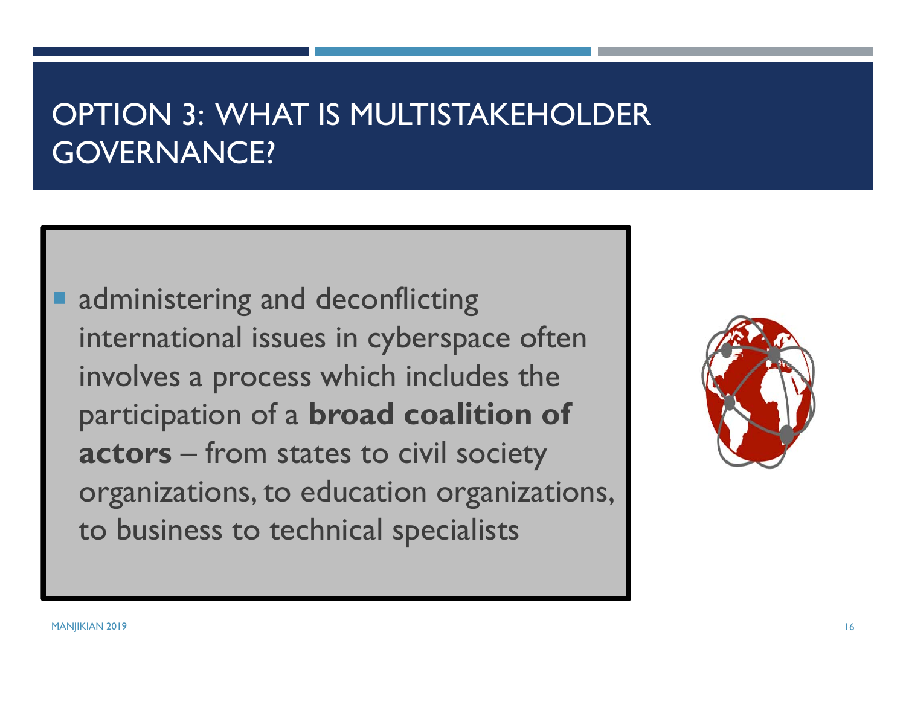# OPTION 3: WHAT IS MULTISTAKEHOLDER GOVERNANCE?

- administering and deconflicting international issues in cyberspace often involves a process which includes the participation of a **broad coalition of actors** – from states to civil society organizations, to education organizations, to business to technical specialists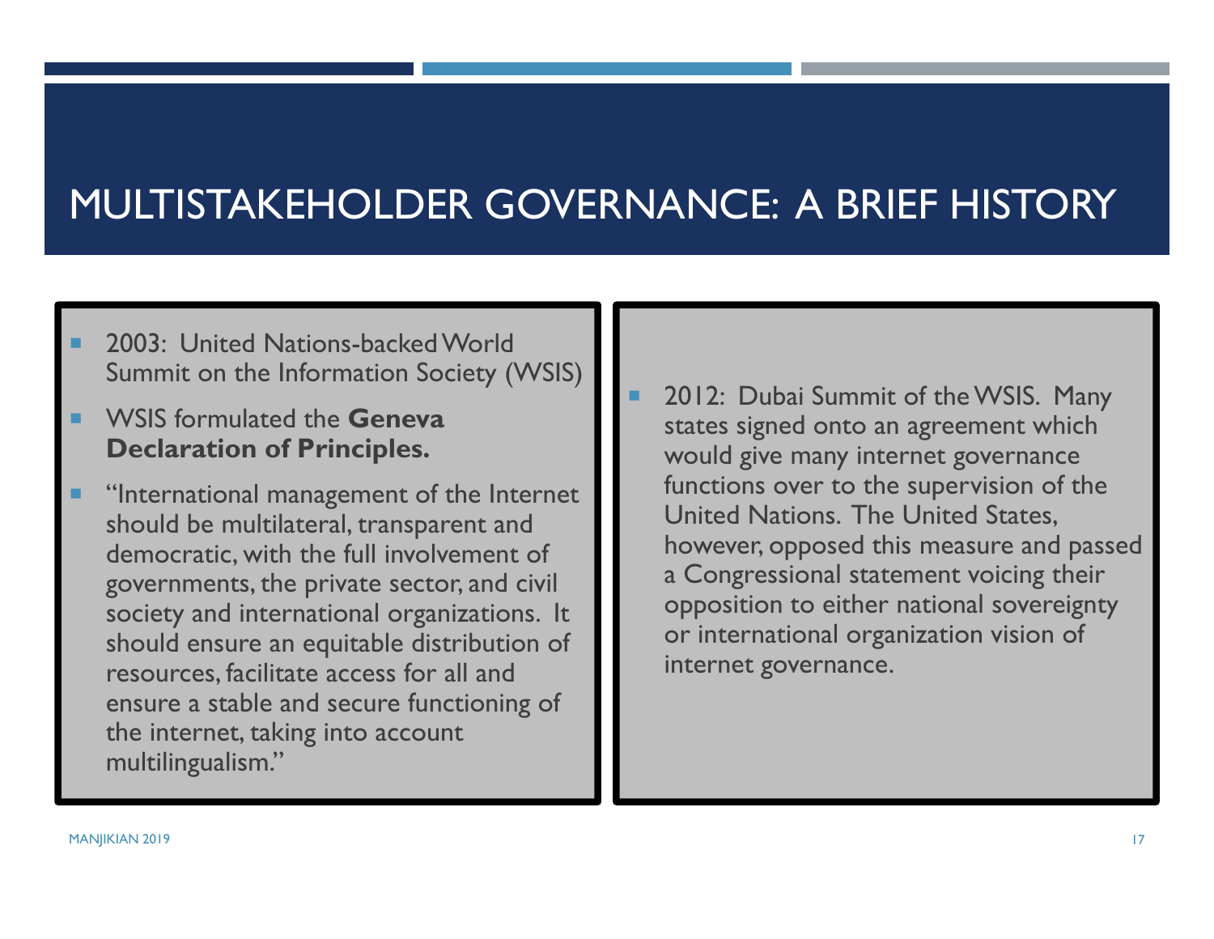# MULTISTAKEHOLDER GOVERNANCE: A BRIEF HISTORY

- 2003: United Nations-backed World Summit on the Information Society (WSIS)
- WSIS formulated the **Geneva Declaration of Principles.**
- "International management of the Internet should be multilateral, transparent and democratic, with the full involvement of governments, the private sector, and civil society and international organizations. It should ensure an equitable distribution of resources, facilitate access for all and ensure a stable and secure functioning of the internet, taking into account multilingualism."

- 2012: Dubai Summit of the WSIS. Many states signed onto an agreement which would give many internet governance functions over to the supervision of the United Nations. The United States, however, opposed this measure and passed a Congressional statement voicing their opposition to either national sovereignty or international organization vision of internet governance.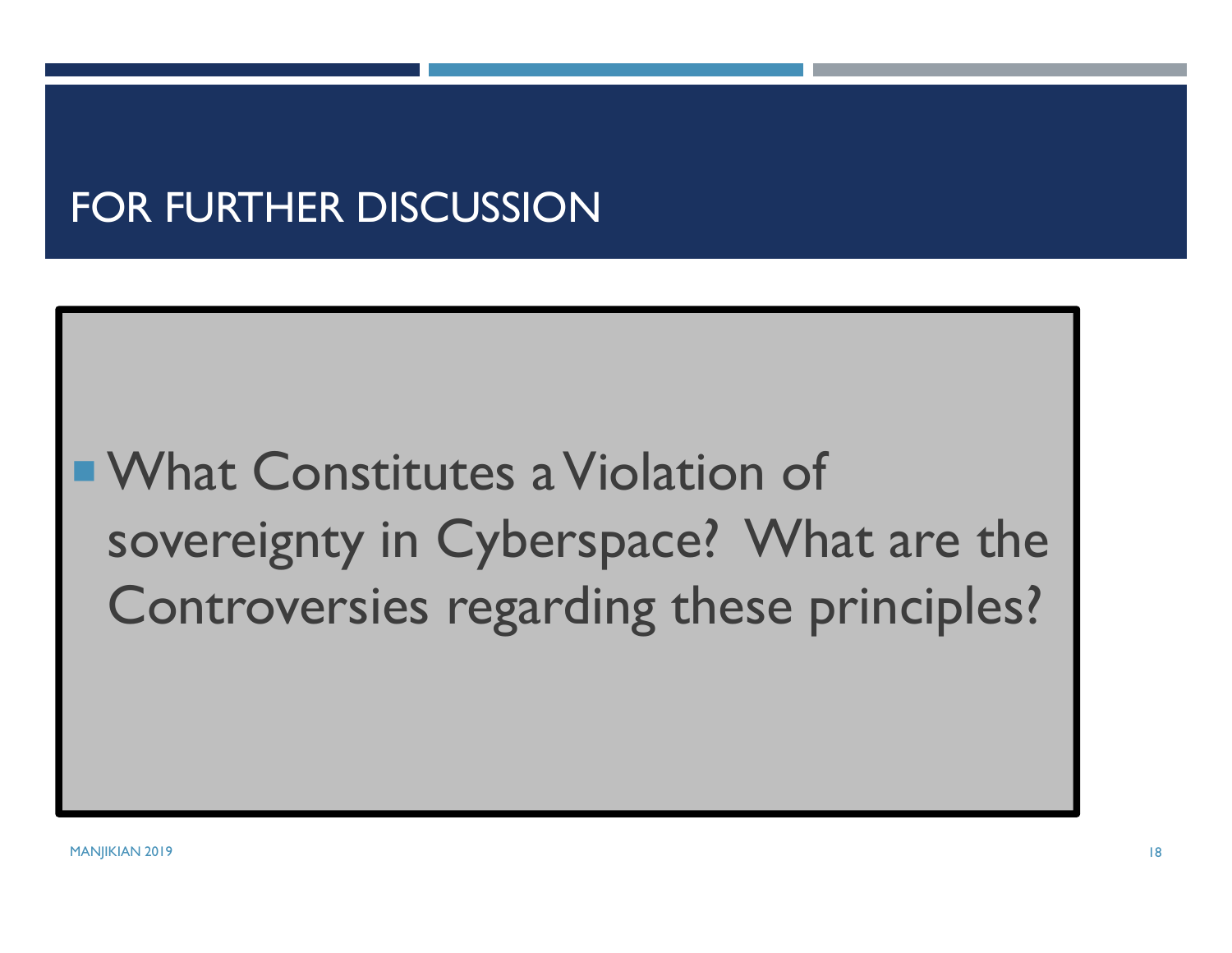# FOR FURTHER DISCUSSION

- What Constitutes a Violation of sovereignty in Cyberspace? What are the Controversies regarding these principles?